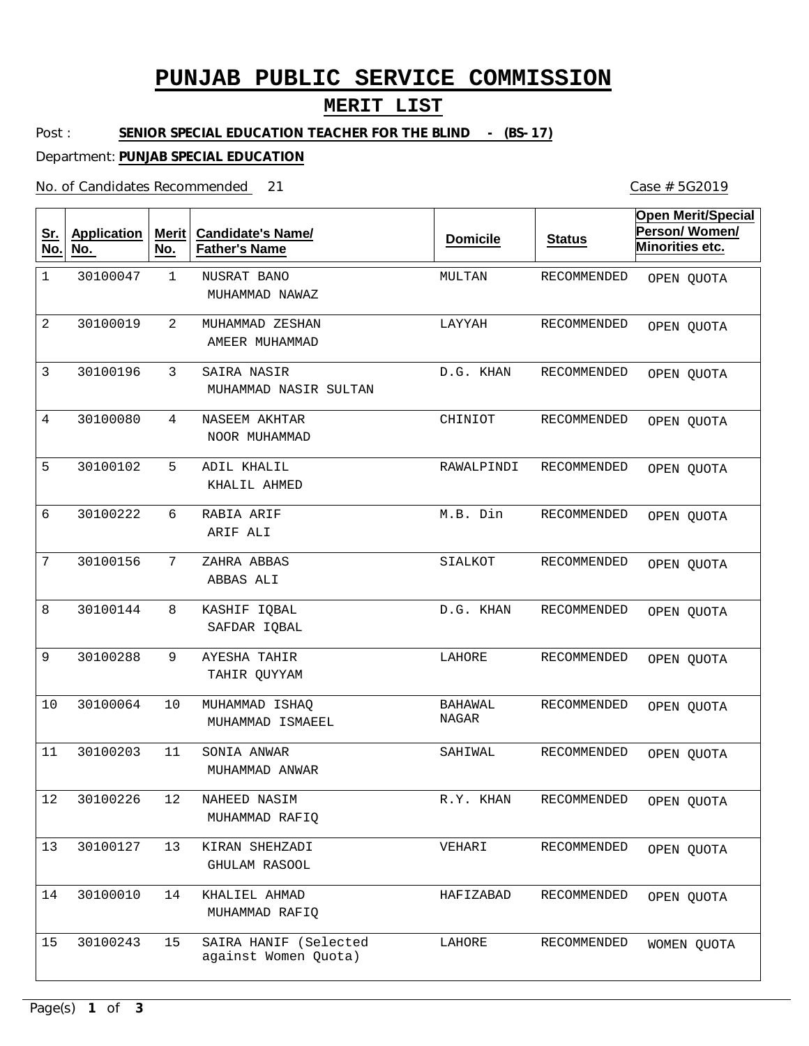# PUNJAB PUBLIC SERVICE COMMISSION

## MERIT LIST

Post : **SENIOR SPECIAL EDUCATION TEACHER FOR THE BLIND - (BS-17)**

Department: **PUNJAB SPECIAL EDUCATION**

No. of Candidates Recommended 21

Case # 5G2019

| Sr. No. | Application No. | Merit No. | Candidate's Name/ Father's Name | Domicile | Status | Open Merit/Special Person/ Women/ Minorities etc. |
|---|---|---|---|---|---|---|
| 1 | 30100047 | 1 | NUSRAT BANO<br>MUHAMMAD NAWAZ | MULTAN | RECOMMENDED | OPEN QUOTA |
| 2 | 30100019 | 2 | MUHAMMAD ZESHAN<br>AMEER MUHAMMAD | LAYYAH | RECOMMENDED | OPEN QUOTA |
| 3 | 30100196 | 3 | SAIRA NASIR<br>MUHAMMAD NASIR SULTAN | D.G. KHAN | RECOMMENDED | OPEN QUOTA |
| 4 | 30100080 | 4 | NASEEM AKHTAR<br>NOOR MUHAMMAD | CHINIOT | RECOMMENDED | OPEN QUOTA |
| 5 | 30100102 | 5 | ADIL KHALIL<br>KHALIL AHMED | RAWALPINDI | RECOMMENDED | OPEN QUOTA |
| 6 | 30100222 | 6 | RABIA ARIF<br>ARIF ALI | M.B. Din | RECOMMENDED | OPEN QUOTA |
| 7 | 30100156 | 7 | ZAHRA ABBAS<br>ABBAS ALI | SIALKOT | RECOMMENDED | OPEN QUOTA |
| 8 | 30100144 | 8 | KASHIF IQBAL<br>SAFDAR IQBAL | D.G. KHAN | RECOMMENDED | OPEN QUOTA |
| 9 | 30100288 | 9 | AYESHA TAHIR<br>TAHIR QUYYAM | LAHORE | RECOMMENDED | OPEN QUOTA |
| 10 | 30100064 | 10 | MUHAMMAD ISHAQ<br>MUHAMMAD ISMAEEL | BAHAWAL NAGAR | RECOMMENDED | OPEN QUOTA |
| 11 | 30100203 | 11 | SONIA ANWAR<br>MUHAMMAD ANWAR | SAHIWAL | RECOMMENDED | OPEN QUOTA |
| 12 | 30100226 | 12 | NAHEED NASIM<br>MUHAMMAD RAFIQ | R.Y. KHAN | RECOMMENDED | OPEN QUOTA |
| 13 | 30100127 | 13 | KIRAN SHEHZADI<br>GHULAM RASOOL | VEHARI | RECOMMENDED | OPEN QUOTA |
| 14 | 30100010 | 14 | KHALIEL AHMAD<br>MUHAMMAD RAFIQ | HAFIZABAD | RECOMMENDED | OPEN QUOTA |
| 15 | 30100243 | 15 | SAIRA HANIF (Selected against Women Quota) | LAHORE | RECOMMENDED | WOMEN QUOTA |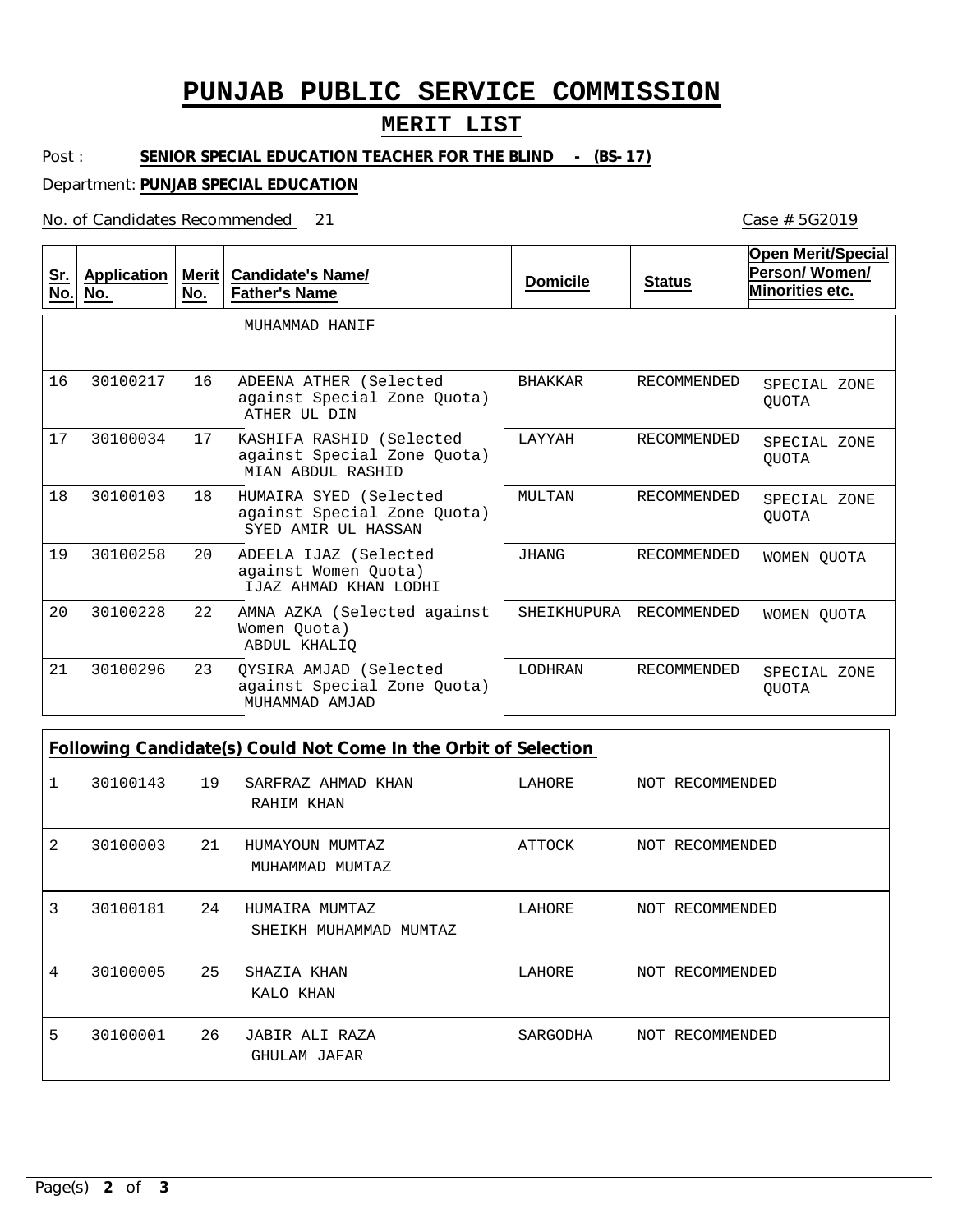# PUNJAB PUBLIC SERVICE COMMISSION

## MERIT LIST

Post : **SENIOR SPECIAL EDUCATION TEACHER FOR THE BLIND - (BS-17)**

Department: **PUNJAB SPECIAL EDUCATION**

No. of Candidates Recommended 21

Case # 5G2019

| Sr. No. | Application No. | Merit No. | Candidate's Name/ Father's Name | Domicile | Status | Open Merit/Special Person/ Women/ Minorities etc. |
|---|---|---|---|---|---|---|
| | | | MUHAMMAD HANIF | | | |
| 16 | 30100217 | 16 | ADEENA ATHER (Selected against Special Zone Quota) ATHER UL DIN | BHAKKAR | RECOMMENDED | SPECIAL ZONE QUOTA |
| 17 | 30100034 | 17 | KASHIFA RASHID (Selected against Special Zone Quota) MIAN ABDUL RASHID | LAYYAH | RECOMMENDED | SPECIAL ZONE QUOTA |
| 18 | 30100103 | 18 | HUMAIRA SYED (Selected against Special Zone Quota) SYED AMIR UL HASSAN | MULTAN | RECOMMENDED | SPECIAL ZONE QUOTA |
| 19 | 30100258 | 20 | ADEELA IJAZ (Selected against Women Quota) IJAZ AHMAD KHAN LODHI | JHANG | RECOMMENDED | WOMEN QUOTA |
| 20 | 30100228 | 22 | AMNA AZKA (Selected against Women Quota) ABDUL KHALIQ | SHEIKHUPURA | RECOMMENDED | WOMEN QUOTA |
| 21 | 30100296 | 23 | QYSIRA AMJAD (Selected against Special Zone Quota) MUHAMMAD AMJAD | LODHRAN | RECOMMENDED | SPECIAL ZONE QUOTA |

**Following Candidate(s) Could Not Come In the Orbit of Selection**

| Sr. No. | Application No. | Merit No. | Candidate's Name/ Father's Name | Domicile | Status |
|---|---|---|---|---|---|
| 1 | 30100143 | 19 | SARFRAZ AHMAD KHAN RAHIM KHAN | LAHORE | NOT RECOMMENDED |
| 2 | 30100003 | 21 | HUMAYOUN MUMTAZ MUHAMMAD MUMTAZ | ATTOCK | NOT RECOMMENDED |
| 3 | 30100181 | 24 | HUMAIRA MUMTAZ SHEIKH MUHAMMAD MUMTAZ | LAHORE | NOT RECOMMENDED |
| 4 | 30100005 | 25 | SHAZIA KHAN KALO KHAN | LAHORE | NOT RECOMMENDED |
| 5 | 30100001 | 26 | JABIR ALI RAZA GHULAM JAFAR | SARGODHA | NOT RECOMMENDED |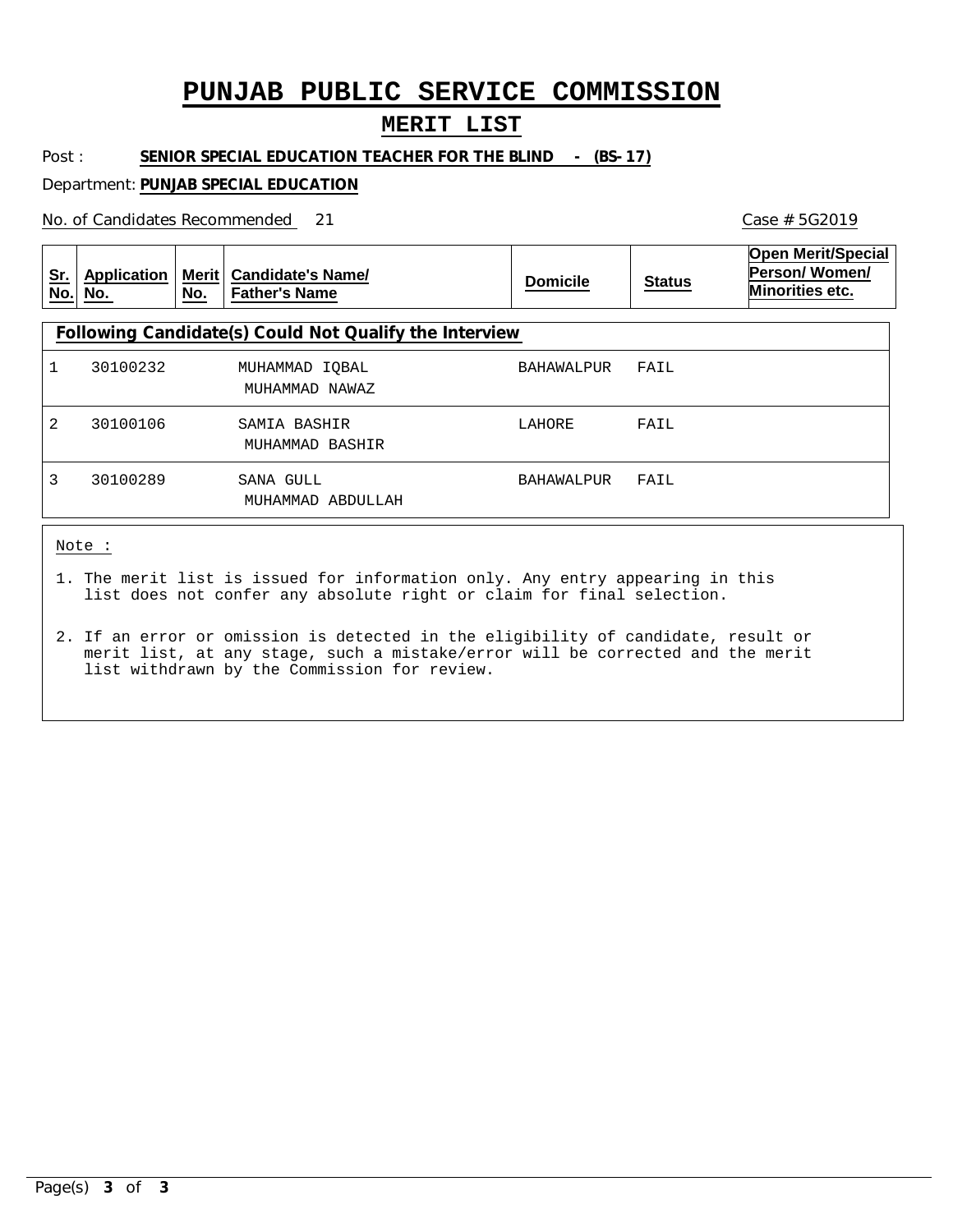# PUNJAB PUBLIC SERVICE COMMISSION

## MERIT LIST

Post : **SENIOR SPECIAL EDUCATION TEACHER FOR THE BLIND - (BS-17)**

Department: **PUNJAB SPECIAL EDUCATION**

No. of Candidates Recommended 21

Case # 5G2019

| Sr. No. | Application No. | Merit No. | Candidate's Name/ Father's Name | Domicile | Status | Open Merit/Special Person/ Women/ Minorities etc. |
|---|---|---|---|---|---|---|
| **Following Candidate(s) Could Not Qualify the Interview** | | | | | | |
| 1 | 30100232 | | MUHAMMAD IQBAL<br>MUHAMMAD NAWAZ | BAHAWALPUR | FAIL | |
| 2 | 30100106 | | SAMIA BASHIR<br>MUHAMMAD BASHIR | LAHORE | FAIL | |
| 3 | 30100289 | | SANA GULL<br>MUHAMMAD ABDULLAH | BAHAWALPUR | FAIL | |

Note :

1. The merit list is issued for information only. Any entry appearing in this list does not confer any absolute right or claim for final selection.

2. If an error or omission is detected in the eligibility of candidate, result or merit list, at any stage, such a mistake/error will be corrected and the merit list withdrawn by the Commission for review.